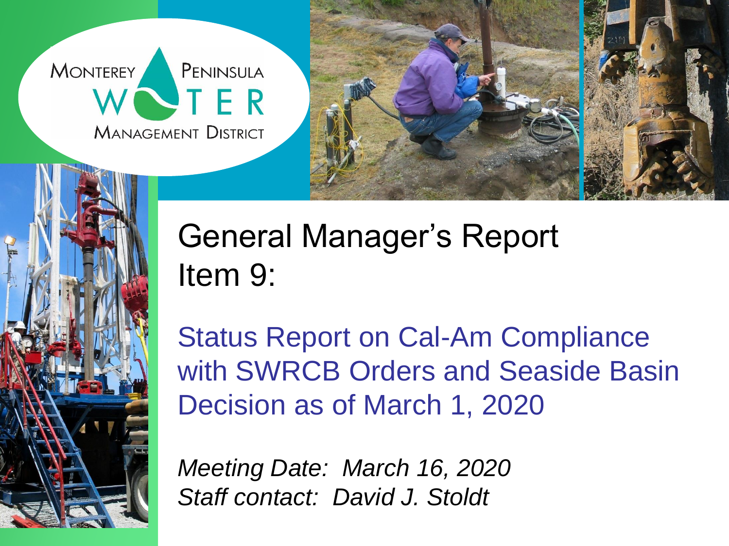MONTEREY PENINSULA WATER MANAGEMENT DISTRICT

# General Manager's Report
# Item 9:

## Status Report on Cal-Am Compliance with SWRCB Orders and Seaside Basin Decision as of March 1, 2020

*Meeting Date: March 16, 2020*
*Staff contact: David J. Stoldt*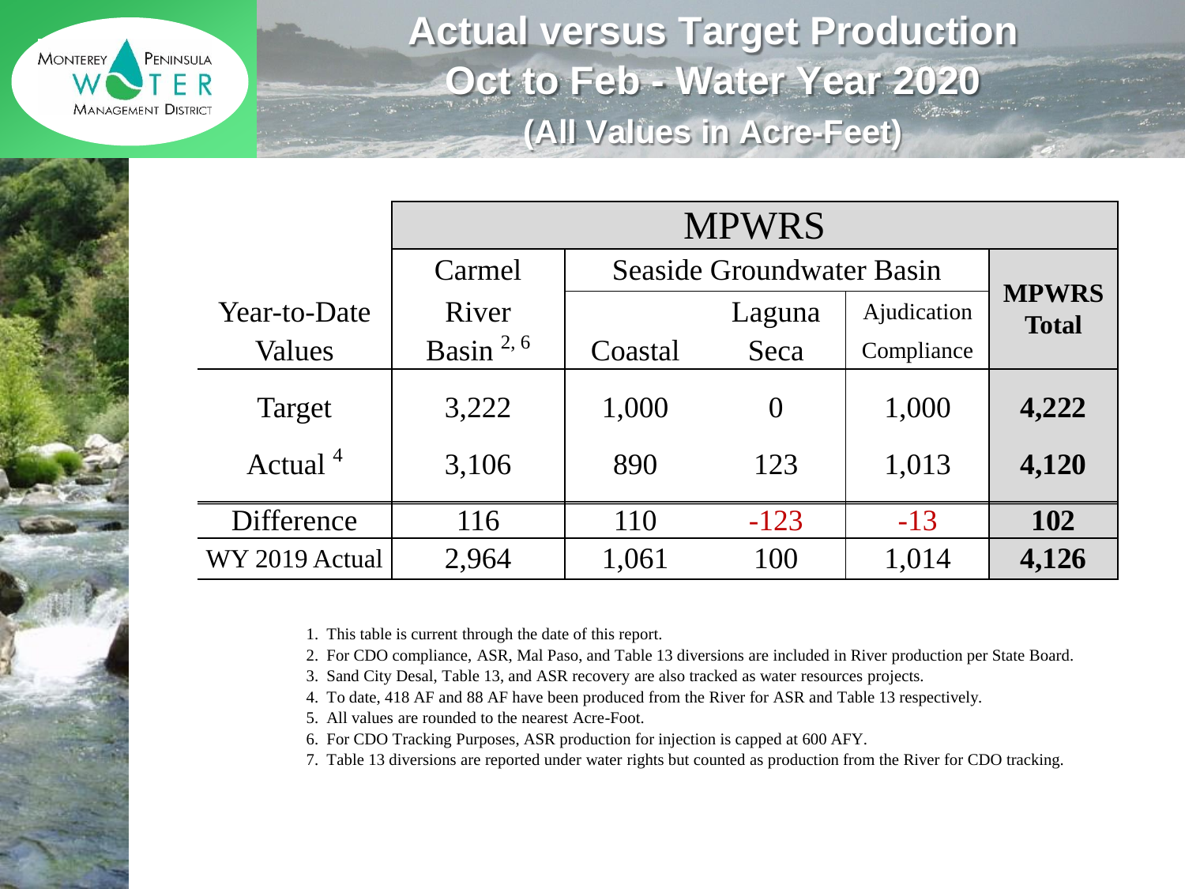# Actual versus Target Production
## Oct to Feb - Water Year 2020
### (All Values in Acre-Feet)

| Year-to-Date Values | MPWRS | | | | |
|---|---|---|---|---|---|
| | Carmel River Basin [2, 6] | Seaside Groundwater Basin | | | **MPWRS Total** |
| | | Coastal | Laguna Seca | Ajudication Compliance | |
| Target | 3,222 | 1,000 | 0 | 1,000 | **4,222** |
| Actual [4] | 3,106 | 890 | 123 | 1,013 | **4,120** |
| Difference | 116 | 110 | -123 | -13 | **102** |
| WY 2019 Actual | 2,964 | 1,061 | 100 | 1,014 | **4,126** |

1. This table is current through the date of this report.
2. For CDO compliance, ASR, Mal Paso, and Table 13 diversions are included in River production per State Board.
3. Sand City Desal, Table 13, and ASR recovery are also tracked as water resources projects.
4. To date, 418 AF and 88 AF have been produced from the River for ASR and Table 13 respectively.
5. All values are rounded to the nearest Acre-Foot.
6. For CDO Tracking Purposes, ASR production for injection is capped at 600 AFY.
7. Table 13 diversions are reported under water rights but counted as production from the River for CDO tracking.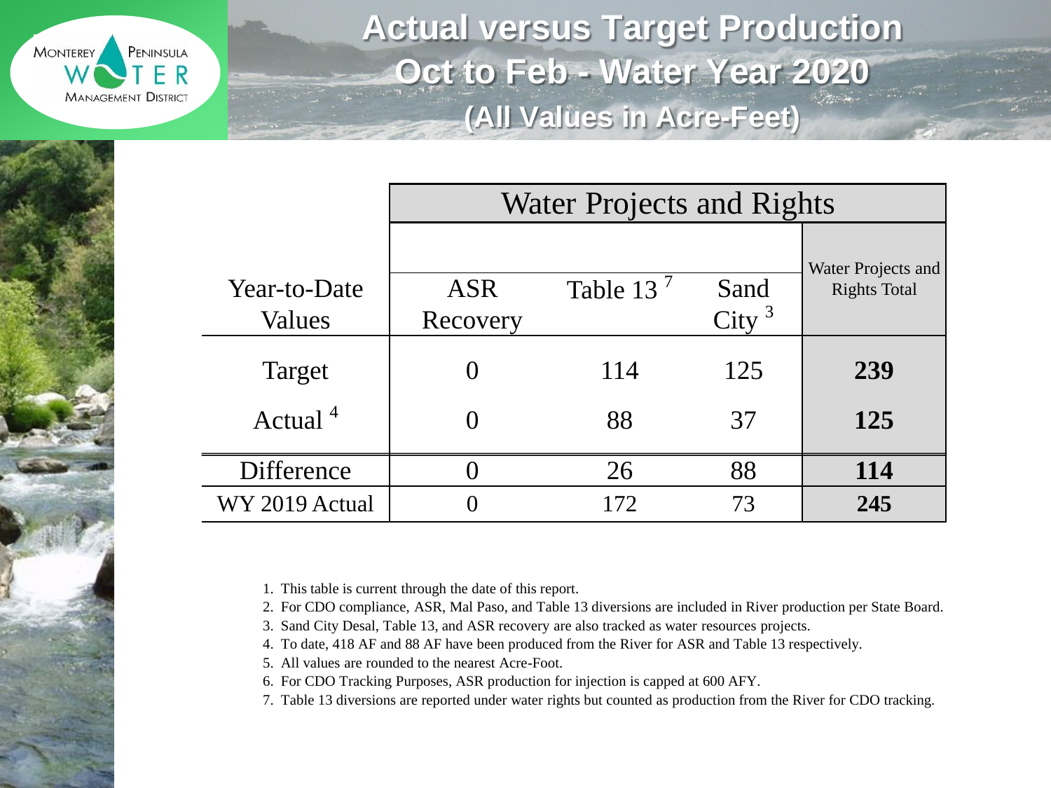# Actual versus Target Production
## Oct to Feb - Water Year 2020
### (All Values in Acre-Feet)

| | Water Projects and Rights | | | |
|---|---|---|---|---|
| Year-to-Date Values | ASR Recovery | Table 13 [7] | Sand City [3] | Water Projects and Rights Total |
| Target | 0 | 114 | 125 | **239** |
| Actual [4] | 0 | 88 | 37 | **125** |
| Difference | 0 | 26 | 88 | **114** |
| WY 2019 Actual | 0 | 172 | 73 | **245** |

1. This table is current through the date of this report.
2. For CDO compliance, ASR, Mal Paso, and Table 13 diversions are included in River production per State Board.
3. Sand City Desal, Table 13, and ASR recovery are also tracked as water resources projects.
4. To date, 418 AF and 88 AF have been produced from the River for ASR and Table 13 respectively.
5. All values are rounded to the nearest Acre-Foot.
6. For CDO Tracking Purposes, ASR production for injection is capped at 600 AFY.
7. Table 13 diversions are reported under water rights but counted as production from the River for CDO tracking.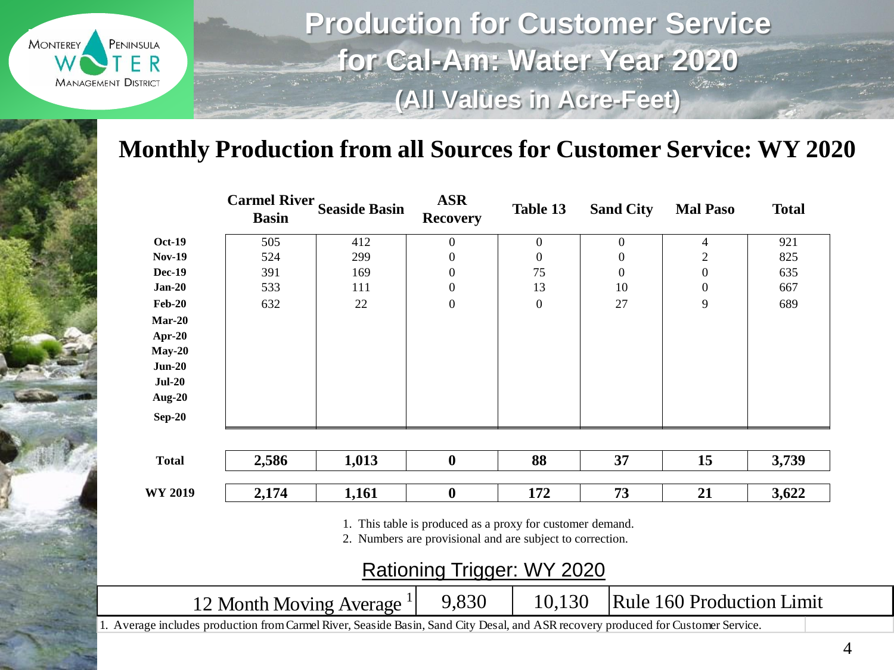# Production for Customer Service for Cal-Am: Water Year 2020

### (All Values in Acre-Feet)

## Monthly Production from all Sources for Customer Service: WY 2020

| | Carmel River Basin | Seaside Basin | ASR Recovery | Table 13 | Sand City | Mal Paso | Total |
|---|---|---|---|---|---|---|---|
| **Oct-19** | 505 | 412 | 0 | 0 | 0 | 4 | 921 |
| **Nov-19** | 524 | 299 | 0 | 0 | 0 | 2 | 825 |
| **Dec-19** | 391 | 169 | 0 | 75 | 0 | 0 | 635 |
| **Jan-20** | 533 | 111 | 0 | 13 | 10 | 0 | 667 |
| **Feb-20** | 632 | 22 | 0 | 0 | 27 | 9 | 689 |
| **Mar-20** | | | | | | | |
| **Apr-20** | | | | | | | |
| **May-20** | | | | | | | |
| **Jun-20** | | | | | | | |
| **Jul-20** | | | | | | | |
| **Aug-20** | | | | | | | |
| **Sep-20** | | | | | | | |
| **Total** | **2,586** | **1,013** | **0** | **88** | **37** | **15** | **3,739** |
| **WY 2019** | **2,174** | **1,161** | **0** | **172** | **73** | **21** | **3,622** |

1. This table is produced as a proxy for customer demand.
2. Numbers are provisional and are subject to correction.

## Rationing Trigger: WY 2020

| 12 Month Moving Average [1] | 9,830 | 10,130 | Rule 160 Production Limit |
|---|---|---|---|

1. Average includes production from Carmel River, Seaside Basin, Sand City Desal, and ASR recovery produced for Customer Service.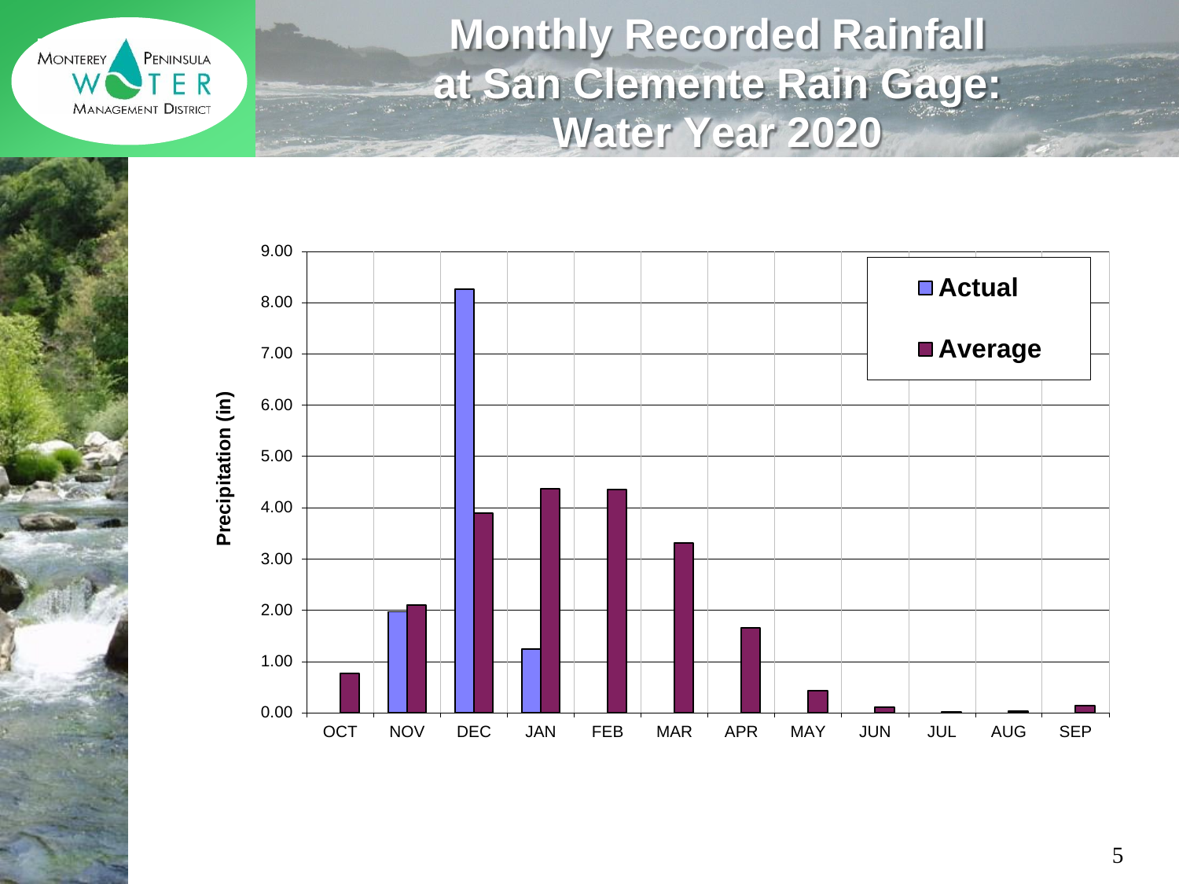# Monthly Recorded Rainfall at San Clemente Rain Gage: Water Year 2020

Precipitation (in)

| Month | Actual | Average |
|---|---|---|
| OCT | | 0.77 |
| NOV | 1.97 | 2.10 |
| DEC | 8.27 | 3.90 |
| JAN | 1.25 | 4.37 |
| FEB | | 4.35 |
| MAR | | 3.32 |
| APR | | 1.66 |
| MAY | | 0.43 |
| JUN | | 0.11 |
| JUL | | 0.02 |
| AUG | | 0.04 |
| SEP | | 0.14 |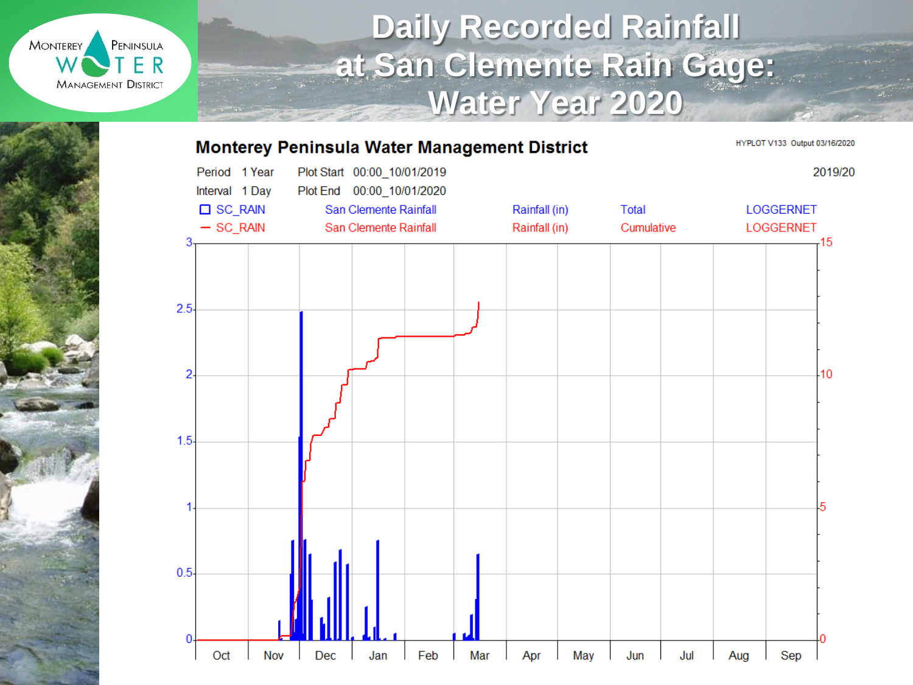# Daily Recorded Rainfall at San Clemente Rain Gage: Water Year 2020

**Monterey Peninsula Water Management District**

HYPLOT V133 Output 03/16/2020

Period 1 Year Plot Start 00:00_10/01/2019 2019/20

Interval 1 Day Plot End 00:00_10/01/2020

| Series | Description | Units | Type | Source |
|---|---|---|---|---|
| SC_RAIN | San Clemente Rainfall | Rainfall (in) | Total | LOGGERNET |
| SC_RAIN | San Clemente Rainfall | Rainfall (in) | Cumulative | LOGGERNET |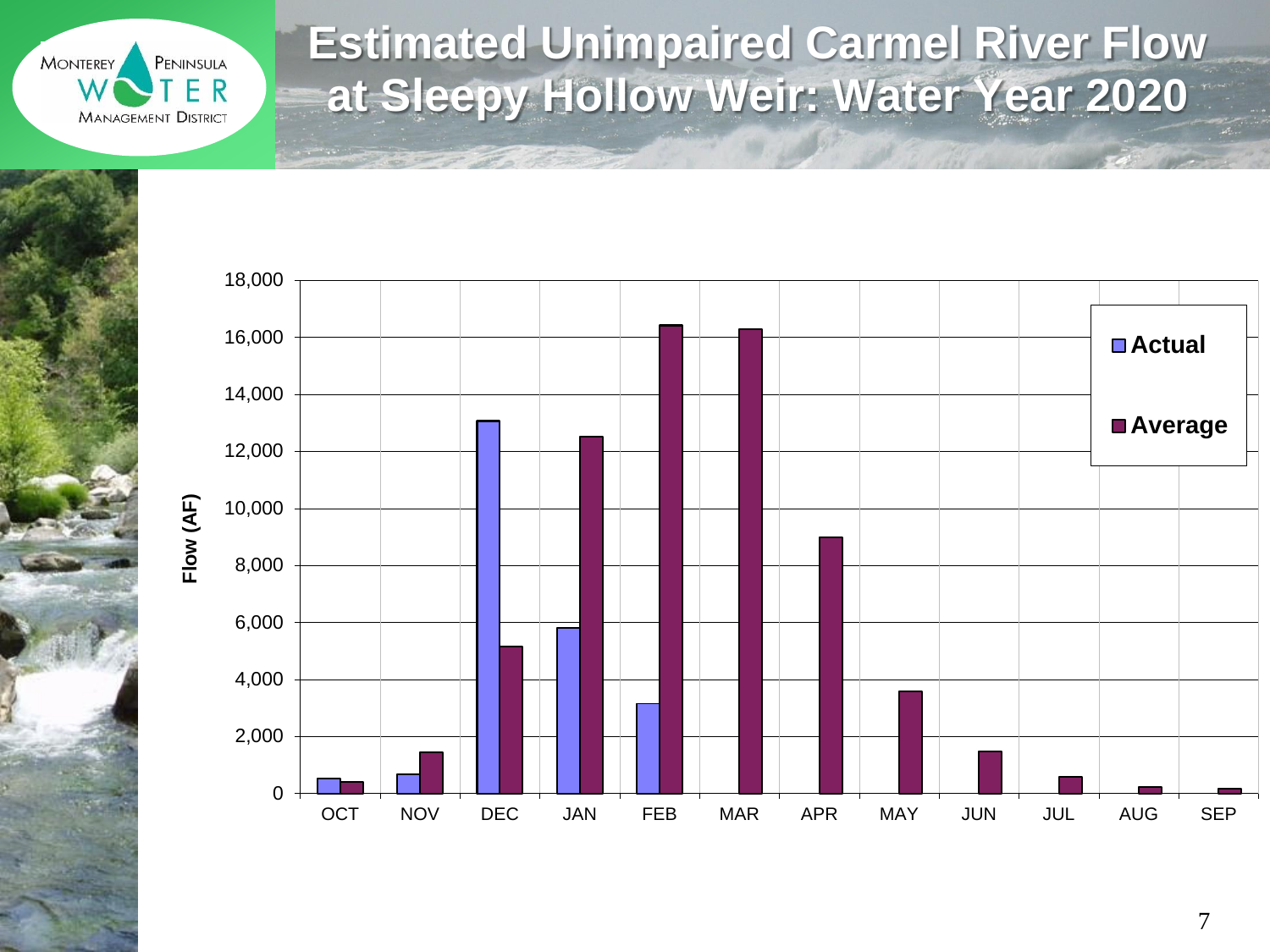# Estimated Unimpaired Carmel River Flow at Sleepy Hollow Weir: Water Year 2020

Monterey Peninsula Water Management District

| Month | Actual (AF) | Average (AF) |
|---|---|---|
| OCT | ~500 | ~400 |
| NOV | ~700 | ~1,450 |
| DEC | ~13,050 | ~5,150 |
| JAN | ~5,800 | ~12,500 |
| FEB | ~3,150 | ~16,400 |
| MAR | | ~16,250 |
| APR | | ~9,000 |
| MAY | | ~3,600 |
| JUN | | ~1,500 |
| JUL | | ~600 |
| AUG | | ~250 |
| SEP | | ~200 |

Flow (AF)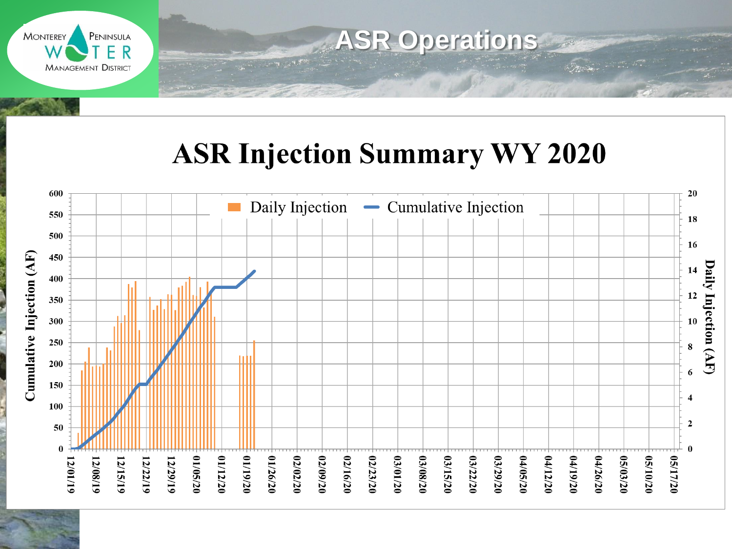# ASR Operations

## ASR Injection Summary WY 2020

Daily Injection  Cumulative Injection

Cumulative Injection (AF)

600
550
500
450
400
350
300
250
200
150
100
50
0

Daily Injection (AF)

20
18
16
14
12
10
8
6
4
2
0

12/01/19
12/08/19
12/15/19
12/22/19
12/29/19
01/05/20
01/12/20
01/19/20
01/26/20
02/02/20
02/09/20
02/16/20
02/23/20
03/01/20
03/08/20
03/15/20
03/22/20
03/29/20
04/05/20
04/12/20
04/19/20
04/26/20
05/03/20
05/10/20
05/17/20